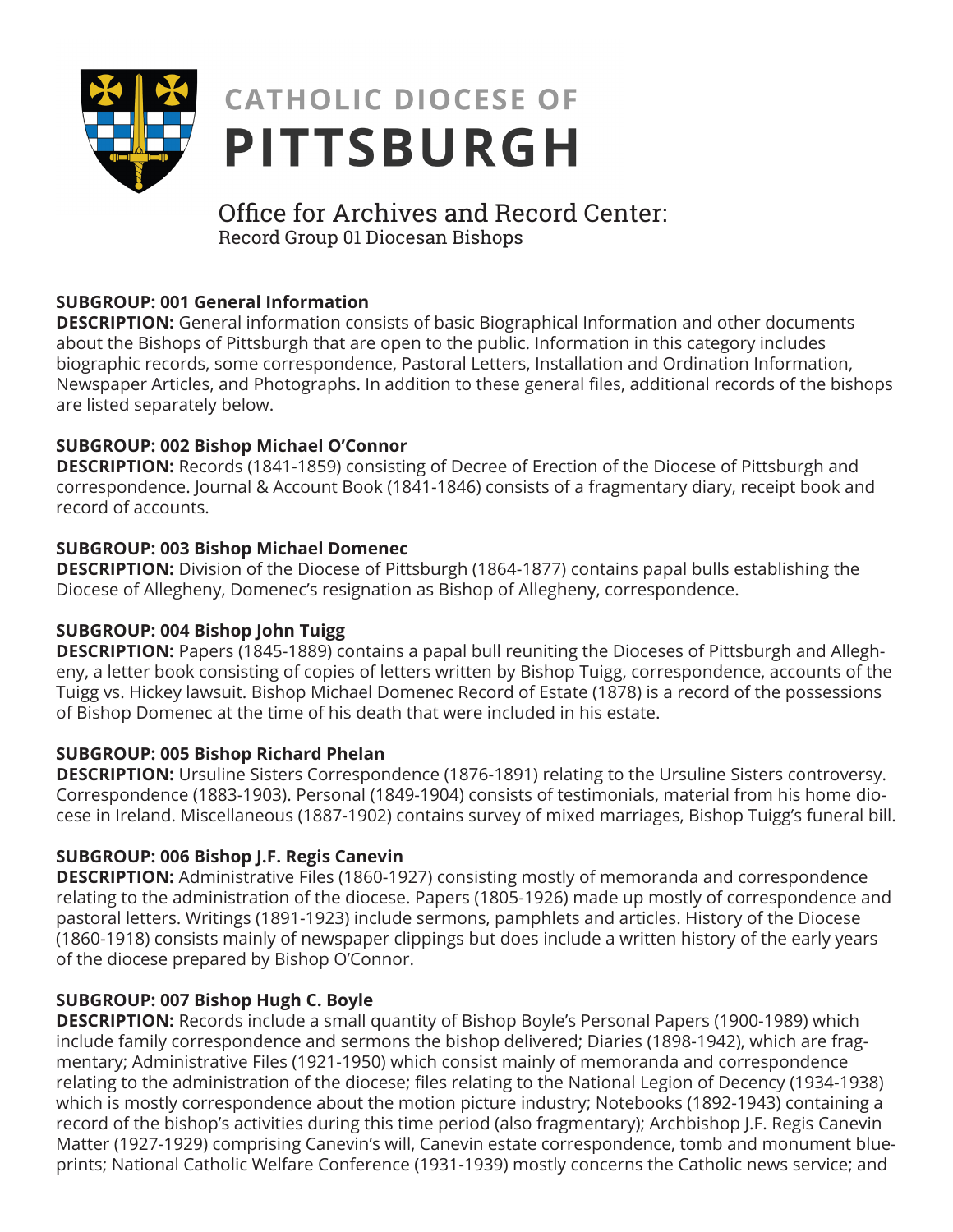# CATHOLIC DIOCESE OF PITTSBURGH

## Office for Archives and Record Center:
Record Group 01 Diocesan Bishops

**SUBGROUP: 001 General Information**
**DESCRIPTION:** General information consists of basic Biographical Information and other documents about the Bishops of Pittsburgh that are open to the public. Information in this category includes biographic records, some correspondence, Pastoral Letters, Installation and Ordination Information, Newspaper Articles, and Photographs. In addition to these general files, additional records of the bishops are listed separately below.

**SUBGROUP: 002 Bishop Michael O'Connor**
**DESCRIPTION:** Records (1841-1859) consisting of Decree of Erection of the Diocese of Pittsburgh and correspondence. Journal & Account Book (1841-1846) consists of a fragmentary diary, receipt book and record of accounts.

**SUBGROUP: 003 Bishop Michael Domenec**
**DESCRIPTION:** Division of the Diocese of Pittsburgh (1864-1877) contains papal bulls establishing the Diocese of Allegheny, Domenec's resignation as Bishop of Allegheny, correspondence.

**SUBGROUP: 004 Bishop John Tuigg**
**DESCRIPTION:** Papers (1845-1889) contains a papal bull reuniting the Dioceses of Pittsburgh and Allegheny, a letter book consisting of copies of letters written by Bishop Tuigg, correspondence, accounts of the Tuigg vs. Hickey lawsuit. Bishop Michael Domenec Record of Estate (1878) is a record of the possessions of Bishop Domenec at the time of his death that were included in his estate.

**SUBGROUP: 005 Bishop Richard Phelan**
**DESCRIPTION:** Ursuline Sisters Correspondence (1876-1891) relating to the Ursuline Sisters controversy. Correspondence (1883-1903). Personal (1849-1904) consists of testimonials, material from his home diocese in Ireland. Miscellaneous (1887-1902) contains survey of mixed marriages, Bishop Tuigg's funeral bill.

**SUBGROUP: 006 Bishop J.F. Regis Canevin**
**DESCRIPTION:** Administrative Files (1860-1927) consisting mostly of memoranda and correspondence relating to the administration of the diocese. Papers (1805-1926) made up mostly of correspondence and pastoral letters. Writings (1891-1923) include sermons, pamphlets and articles. History of the Diocese (1860-1918) consists mainly of newspaper clippings but does include a written history of the early years of the diocese prepared by Bishop O'Connor.

**SUBGROUP: 007 Bishop Hugh C. Boyle**
**DESCRIPTION:** Records include a small quantity of Bishop Boyle's Personal Papers (1900-1989) which include family correspondence and sermons the bishop delivered; Diaries (1898-1942), which are fragmentary; Administrative Files (1921-1950) which consist mainly of memoranda and correspondence relating to the administration of the diocese; files relating to the National Legion of Decency (1934-1938) which is mostly correspondence about the motion picture industry; Notebooks (1892-1943) containing a record of the bishop's activities during this time period (also fragmentary); Archbishop J.F. Regis Canevin Matter (1927-1929) comprising Canevin's will, Canevin estate correspondence, tomb and monument blueprints; National Catholic Welfare Conference (1931-1939) mostly concerns the Catholic news service; and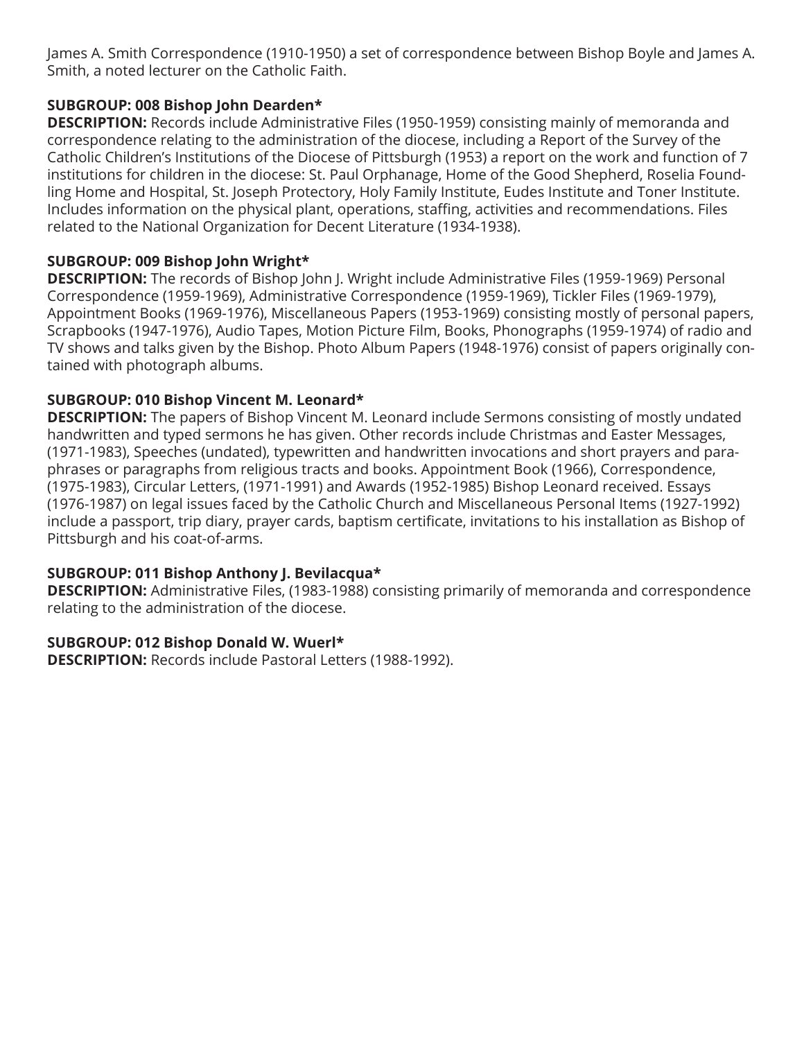James A. Smith Correspondence (1910-1950) a set of correspondence between Bishop Boyle and James A. Smith, a noted lecturer on the Catholic Faith.

**SUBGROUP: 008 Bishop John Dearden***
**DESCRIPTION:** Records include Administrative Files (1950-1959) consisting mainly of memoranda and correspondence relating to the administration of the diocese, including a Report of the Survey of the Catholic Children's Institutions of the Diocese of Pittsburgh (1953) a report on the work and function of 7 institutions for children in the diocese: St. Paul Orphanage, Home of the Good Shepherd, Roselia Foundling Home and Hospital, St. Joseph Protectory, Holy Family Institute, Eudes Institute and Toner Institute. Includes information on the physical plant, operations, staffing, activities and recommendations. Files related to the National Organization for Decent Literature (1934-1938).

**SUBGROUP: 009 Bishop John Wright***
**DESCRIPTION:** The records of Bishop John J. Wright include Administrative Files (1959-1969) Personal Correspondence (1959-1969), Administrative Correspondence (1959-1969), Tickler Files (1969-1979), Appointment Books (1969-1976), Miscellaneous Papers (1953-1969) consisting mostly of personal papers, Scrapbooks (1947-1976), Audio Tapes, Motion Picture Film, Books, Phonographs (1959-1974) of radio and TV shows and talks given by the Bishop. Photo Album Papers (1948-1976) consist of papers originally contained with photograph albums.

**SUBGROUP: 010 Bishop Vincent M. Leonard***
**DESCRIPTION:** The papers of Bishop Vincent M. Leonard include Sermons consisting of mostly undated handwritten and typed sermons he has given. Other records include Christmas and Easter Messages, (1971-1983), Speeches (undated), typewritten and handwritten invocations and short prayers and paraphrases or paragraphs from religious tracts and books. Appointment Book (1966), Correspondence, (1975-1983), Circular Letters, (1971-1991) and Awards (1952-1985) Bishop Leonard received. Essays (1976-1987) on legal issues faced by the Catholic Church and Miscellaneous Personal Items (1927-1992) include a passport, trip diary, prayer cards, baptism certificate, invitations to his installation as Bishop of Pittsburgh and his coat-of-arms.

**SUBGROUP: 011 Bishop Anthony J. Bevilacqua***
**DESCRIPTION:** Administrative Files, (1983-1988) consisting primarily of memoranda and correspondence relating to the administration of the diocese.

**SUBGROUP: 012 Bishop Donald W. Wuerl***
**DESCRIPTION:** Records include Pastoral Letters (1988-1992).